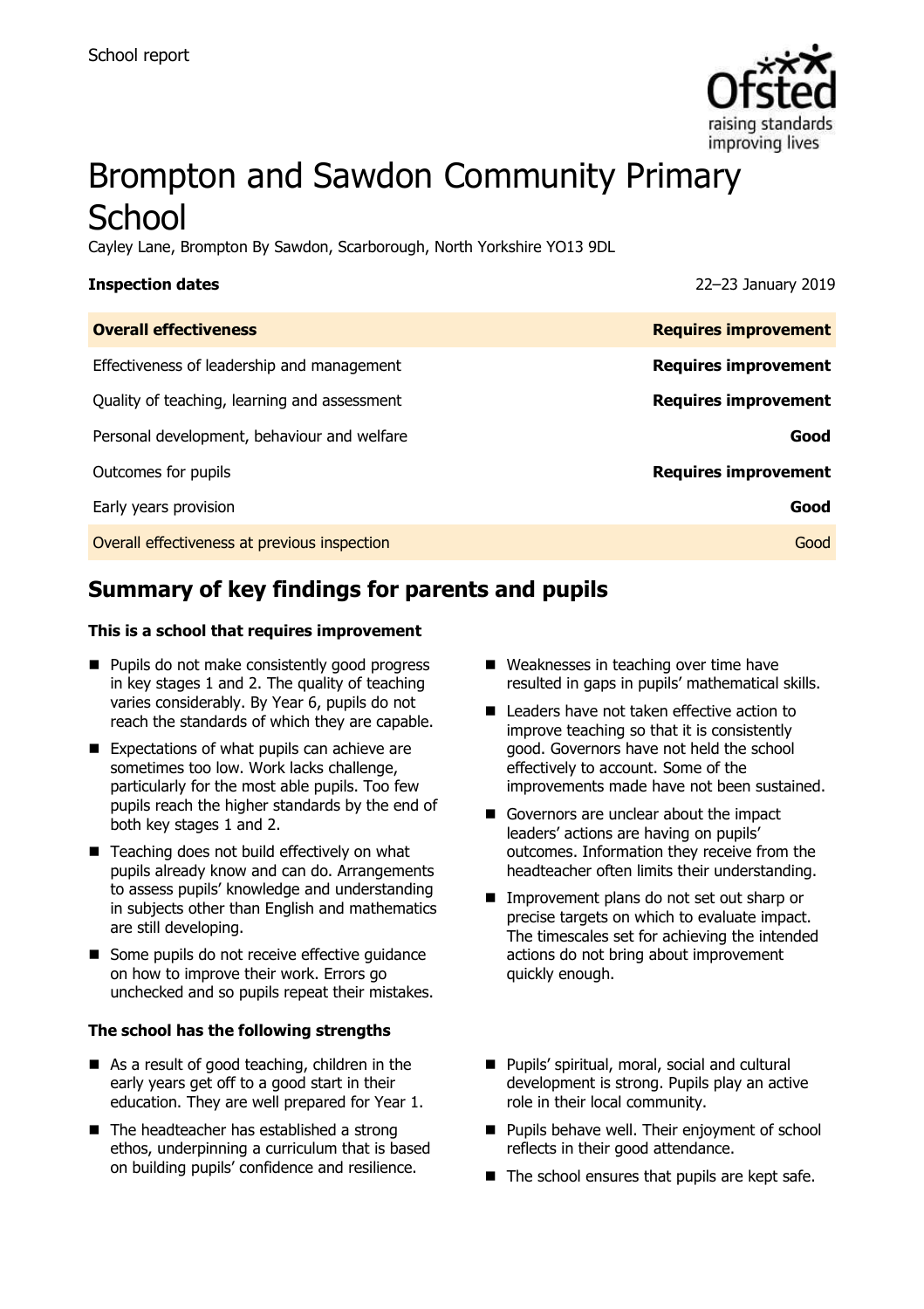School report

# Brompton and Sawdon Community Primary School

Cayley Lane, Brompton By Sawdon, Scarborough, North Yorkshire YO13 9DL

**Inspection dates** 22–23 January 2019

| **Overall effectiveness** | **Requires improvement** |
|---|---|
| Effectiveness of leadership and management | **Requires improvement** |
| Quality of teaching, learning and assessment | **Requires improvement** |
| Personal development, behaviour and welfare | **Good** |
| Outcomes for pupils | **Requires improvement** |
| Early years provision | **Good** |
| Overall effectiveness at previous inspection | Good |

## Summary of key findings for parents and pupils

**This is a school that requires improvement**

- Pupils do not make consistently good progress in key stages 1 and 2. The quality of teaching varies considerably. By Year 6, pupils do not reach the standards of which they are capable.
- Expectations of what pupils can achieve are sometimes too low. Work lacks challenge, particularly for the most able pupils. Too few pupils reach the higher standards by the end of both key stages 1 and 2.
- Teaching does not build effectively on what pupils already know and can do. Arrangements to assess pupils' knowledge and understanding in subjects other than English and mathematics are still developing.
- Some pupils do not receive effective guidance on how to improve their work. Errors go unchecked and so pupils repeat their mistakes.
- Weaknesses in teaching over time have resulted in gaps in pupils' mathematical skills.
- Leaders have not taken effective action to improve teaching so that it is consistently good. Governors have not held the school effectively to account. Some of the improvements made have not been sustained.
- Governors are unclear about the impact leaders' actions are having on pupils' outcomes. Information they receive from the headteacher often limits their understanding.
- Improvement plans do not set out sharp or precise targets on which to evaluate impact. The timescales set for achieving the intended actions do not bring about improvement quickly enough.

**The school has the following strengths**

- As a result of good teaching, children in the early years get off to a good start in their education. They are well prepared for Year 1.
- The headteacher has established a strong ethos, underpinning a curriculum that is based on building pupils' confidence and resilience.
- Pupils' spiritual, moral, social and cultural development is strong. Pupils play an active role in their local community.
- Pupils behave well. Their enjoyment of school reflects in their good attendance.
- The school ensures that pupils are kept safe.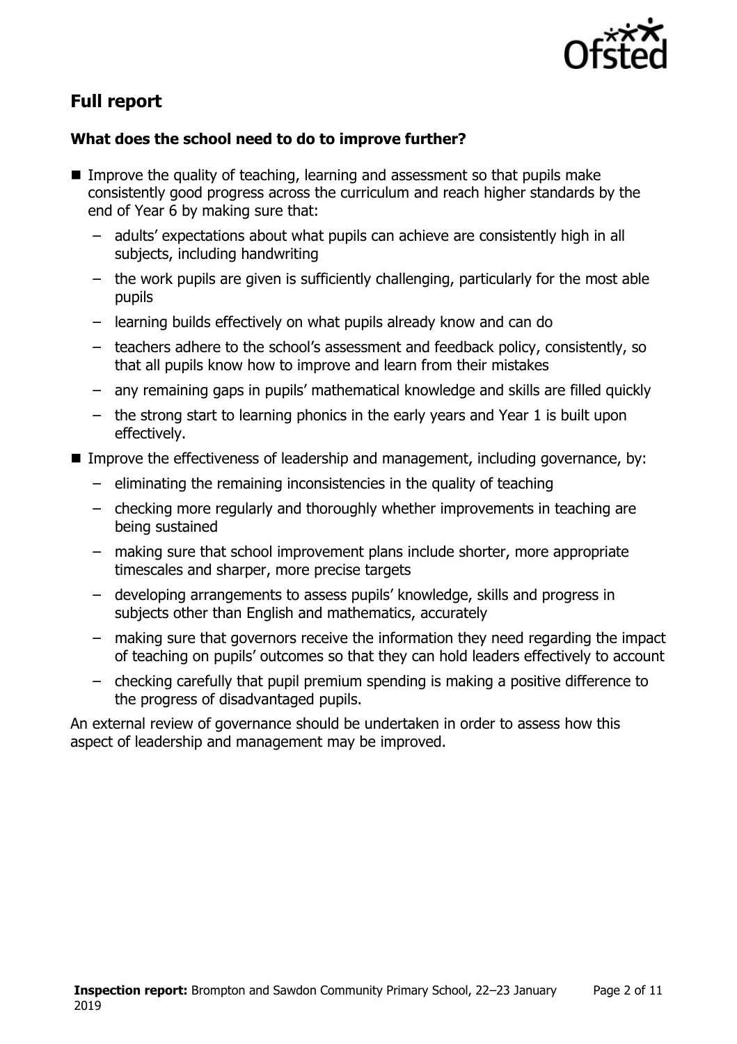## Full report

### What does the school need to do to improve further?

- Improve the quality of teaching, learning and assessment so that pupils make consistently good progress across the curriculum and reach higher standards by the end of Year 6 by making sure that:
  - adults' expectations about what pupils can achieve are consistently high in all subjects, including handwriting
  - the work pupils are given is sufficiently challenging, particularly for the most able pupils
  - learning builds effectively on what pupils already know and can do
  - teachers adhere to the school's assessment and feedback policy, consistently, so that all pupils know how to improve and learn from their mistakes
  - any remaining gaps in pupils' mathematical knowledge and skills are filled quickly
  - the strong start to learning phonics in the early years and Year 1 is built upon effectively.
- Improve the effectiveness of leadership and management, including governance, by:
  - eliminating the remaining inconsistencies in the quality of teaching
  - checking more regularly and thoroughly whether improvements in teaching are being sustained
  - making sure that school improvement plans include shorter, more appropriate timescales and sharper, more precise targets
  - developing arrangements to assess pupils' knowledge, skills and progress in subjects other than English and mathematics, accurately
  - making sure that governors receive the information they need regarding the impact of teaching on pupils' outcomes so that they can hold leaders effectively to account
  - checking carefully that pupil premium spending is making a positive difference to the progress of disadvantaged pupils.

An external review of governance should be undertaken in order to assess how this aspect of leadership and management may be improved.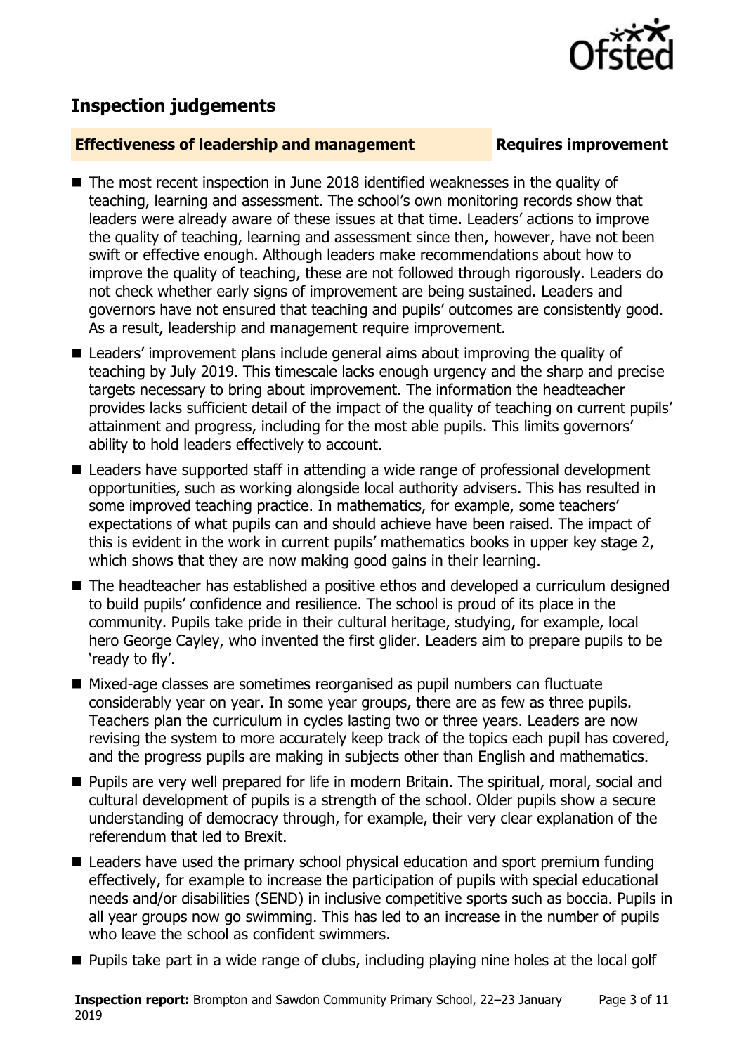## Inspection judgements

| **Effectiveness of leadership and management** | **Requires improvement** |
| --- | --- |

- The most recent inspection in June 2018 identified weaknesses in the quality of teaching, learning and assessment. The school's own monitoring records show that leaders were already aware of these issues at that time. Leaders' actions to improve the quality of teaching, learning and assessment since then, however, have not been swift or effective enough. Although leaders make recommendations about how to improve the quality of teaching, these are not followed through rigorously. Leaders do not check whether early signs of improvement are being sustained. Leaders and governors have not ensured that teaching and pupils' outcomes are consistently good. As a result, leadership and management require improvement.
- Leaders' improvement plans include general aims about improving the quality of teaching by July 2019. This timescale lacks enough urgency and the sharp and precise targets necessary to bring about improvement. The information the headteacher provides lacks sufficient detail of the impact of the quality of teaching on current pupils' attainment and progress, including for the most able pupils. This limits governors' ability to hold leaders effectively to account.
- Leaders have supported staff in attending a wide range of professional development opportunities, such as working alongside local authority advisers. This has resulted in some improved teaching practice. In mathematics, for example, some teachers' expectations of what pupils can and should achieve have been raised. The impact of this is evident in the work in current pupils' mathematics books in upper key stage 2, which shows that they are now making good gains in their learning.
- The headteacher has established a positive ethos and developed a curriculum designed to build pupils' confidence and resilience. The school is proud of its place in the community. Pupils take pride in their cultural heritage, studying, for example, local hero George Cayley, who invented the first glider. Leaders aim to prepare pupils to be 'ready to fly'.
- Mixed-age classes are sometimes reorganised as pupil numbers can fluctuate considerably year on year. In some year groups, there are as few as three pupils. Teachers plan the curriculum in cycles lasting two or three years. Leaders are now revising the system to more accurately keep track of the topics each pupil has covered, and the progress pupils are making in subjects other than English and mathematics.
- Pupils are very well prepared for life in modern Britain. The spiritual, moral, social and cultural development of pupils is a strength of the school. Older pupils show a secure understanding of democracy through, for example, their very clear explanation of the referendum that led to Brexit.
- Leaders have used the primary school physical education and sport premium funding effectively, for example to increase the participation of pupils with special educational needs and/or disabilities (SEND) in inclusive competitive sports such as boccia. Pupils in all year groups now go swimming. This has led to an increase in the number of pupils who leave the school as confident swimmers.
- Pupils take part in a wide range of clubs, including playing nine holes at the local golf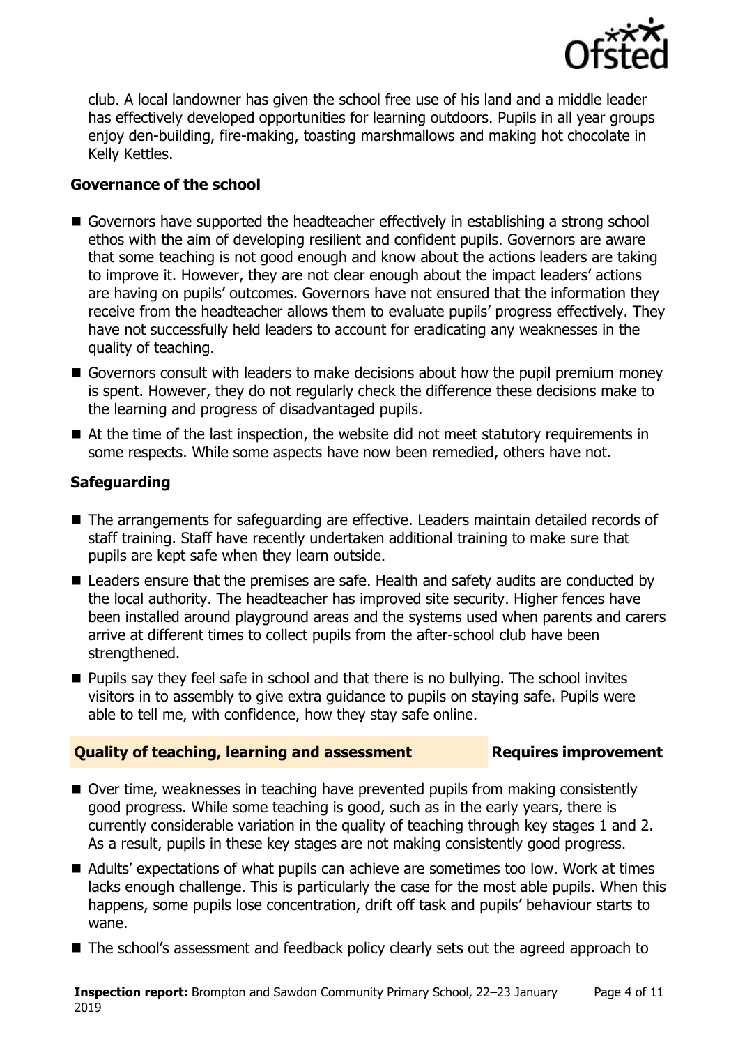club. A local landowner has given the school free use of his land and a middle leader has effectively developed opportunities for learning outdoors. Pupils in all year groups enjoy den-building, fire-making, toasting marshmallows and making hot chocolate in Kelly Kettles.

### Governance of the school

- Governors have supported the headteacher effectively in establishing a strong school ethos with the aim of developing resilient and confident pupils. Governors are aware that some teaching is not good enough and know about the actions leaders are taking to improve it. However, they are not clear enough about the impact leaders' actions are having on pupils' outcomes. Governors have not ensured that the information they receive from the headteacher allows them to evaluate pupils' progress effectively. They have not successfully held leaders to account for eradicating any weaknesses in the quality of teaching.
- Governors consult with leaders to make decisions about how the pupil premium money is spent. However, they do not regularly check the difference these decisions make to the learning and progress of disadvantaged pupils.
- At the time of the last inspection, the website did not meet statutory requirements in some respects. While some aspects have now been remedied, others have not.

### Safeguarding

- The arrangements for safeguarding are effective. Leaders maintain detailed records of staff training. Staff have recently undertaken additional training to make sure that pupils are kept safe when they learn outside.
- Leaders ensure that the premises are safe. Health and safety audits are conducted by the local authority. The headteacher has improved site security. Higher fences have been installed around playground areas and the systems used when parents and carers arrive at different times to collect pupils from the after-school club have been strengthened.
- Pupils say they feel safe in school and that there is no bullying. The school invites visitors in to assembly to give extra guidance to pupils on staying safe. Pupils were able to tell me, with confidence, how they stay safe online.

## Quality of teaching, learning and assessment — Requires improvement

- Over time, weaknesses in teaching have prevented pupils from making consistently good progress. While some teaching is good, such as in the early years, there is currently considerable variation in the quality of teaching through key stages 1 and 2. As a result, pupils in these key stages are not making consistently good progress.
- Adults' expectations of what pupils can achieve are sometimes too low. Work at times lacks enough challenge. This is particularly the case for the most able pupils. When this happens, some pupils lose concentration, drift off task and pupils' behaviour starts to wane.
- The school's assessment and feedback policy clearly sets out the agreed approach to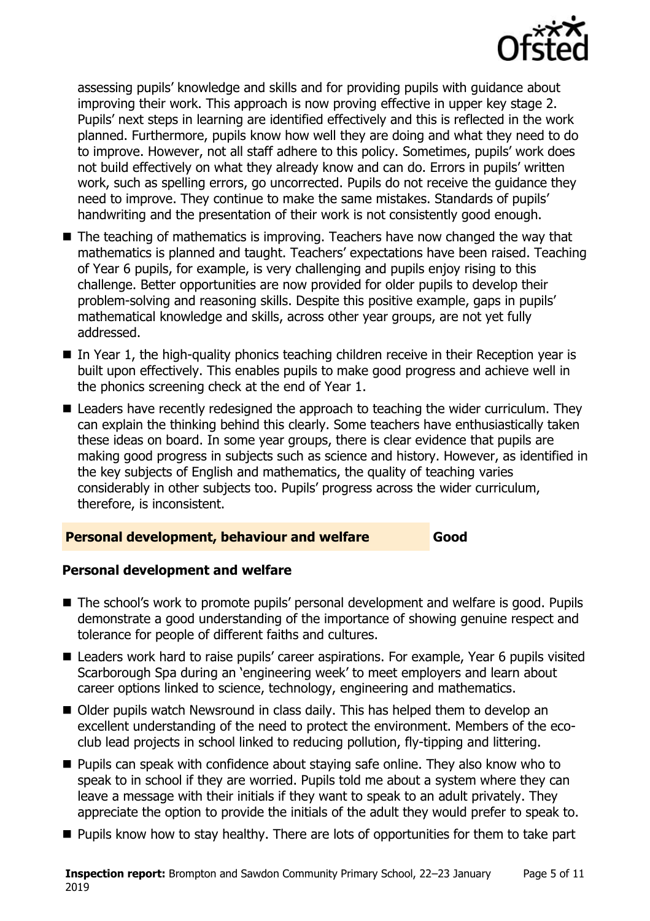assessing pupils' knowledge and skills and for providing pupils with guidance about improving their work. This approach is now proving effective in upper key stage 2. Pupils' next steps in learning are identified effectively and this is reflected in the work planned. Furthermore, pupils know how well they are doing and what they need to do to improve. However, not all staff adhere to this policy. Sometimes, pupils' work does not build effectively on what they already know and can do. Errors in pupils' written work, such as spelling errors, go uncorrected. Pupils do not receive the guidance they need to improve. They continue to make the same mistakes. Standards of pupils' handwriting and the presentation of their work is not consistently good enough.

- The teaching of mathematics is improving. Teachers have now changed the way that mathematics is planned and taught. Teachers' expectations have been raised. Teaching of Year 6 pupils, for example, is very challenging and pupils enjoy rising to this challenge. Better opportunities are now provided for older pupils to develop their problem-solving and reasoning skills. Despite this positive example, gaps in pupils' mathematical knowledge and skills, across other year groups, are not yet fully addressed.
- In Year 1, the high-quality phonics teaching children receive in their Reception year is built upon effectively. This enables pupils to make good progress and achieve well in the phonics screening check at the end of Year 1.
- Leaders have recently redesigned the approach to teaching the wider curriculum. They can explain the thinking behind this clearly. Some teachers have enthusiastically taken these ideas on board. In some year groups, there is clear evidence that pupils are making good progress in subjects such as science and history. However, as identified in the key subjects of English and mathematics, the quality of teaching varies considerably in other subjects too. Pupils' progress across the wider curriculum, therefore, is inconsistent.

## Personal development, behaviour and welfare — Good

### Personal development and welfare

- The school's work to promote pupils' personal development and welfare is good. Pupils demonstrate a good understanding of the importance of showing genuine respect and tolerance for people of different faiths and cultures.
- Leaders work hard to raise pupils' career aspirations. For example, Year 6 pupils visited Scarborough Spa during an 'engineering week' to meet employers and learn about career options linked to science, technology, engineering and mathematics.
- Older pupils watch Newsround in class daily. This has helped them to develop an excellent understanding of the need to protect the environment. Members of the eco-club lead projects in school linked to reducing pollution, fly-tipping and littering.
- Pupils can speak with confidence about staying safe online. They also know who to speak to in school if they are worried. Pupils told me about a system where they can leave a message with their initials if they want to speak to an adult privately. They appreciate the option to provide the initials of the adult they would prefer to speak to.
- Pupils know how to stay healthy. There are lots of opportunities for them to take part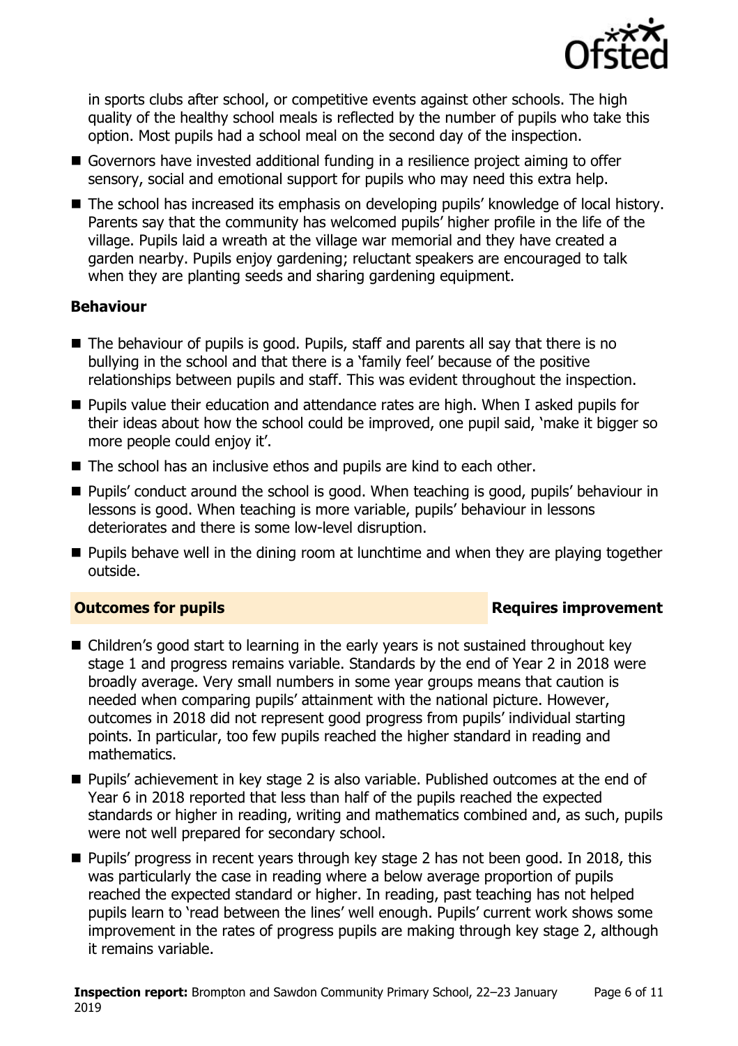in sports clubs after school, or competitive events against other schools. The high quality of the healthy school meals is reflected by the number of pupils who take this option. Most pupils had a school meal on the second day of the inspection.

- Governors have invested additional funding in a resilience project aiming to offer sensory, social and emotional support for pupils who may need this extra help.
- The school has increased its emphasis on developing pupils' knowledge of local history. Parents say that the community has welcomed pupils' higher profile in the life of the village. Pupils laid a wreath at the village war memorial and they have created a garden nearby. Pupils enjoy gardening; reluctant speakers are encouraged to talk when they are planting seeds and sharing gardening equipment.

### Behaviour

- The behaviour of pupils is good. Pupils, staff and parents all say that there is no bullying in the school and that there is a 'family feel' because of the positive relationships between pupils and staff. This was evident throughout the inspection.
- Pupils value their education and attendance rates are high. When I asked pupils for their ideas about how the school could be improved, one pupil said, 'make it bigger so more people could enjoy it'.
- The school has an inclusive ethos and pupils are kind to each other.
- Pupils' conduct around the school is good. When teaching is good, pupils' behaviour in lessons is good. When teaching is more variable, pupils' behaviour in lessons deteriorates and there is some low-level disruption.
- Pupils behave well in the dining room at lunchtime and when they are playing together outside.

## Outcomes for pupils — Requires improvement

- Children's good start to learning in the early years is not sustained throughout key stage 1 and progress remains variable. Standards by the end of Year 2 in 2018 were broadly average. Very small numbers in some year groups means that caution is needed when comparing pupils' attainment with the national picture. However, outcomes in 2018 did not represent good progress from pupils' individual starting points. In particular, too few pupils reached the higher standard in reading and mathematics.
- Pupils' achievement in key stage 2 is also variable. Published outcomes at the end of Year 6 in 2018 reported that less than half of the pupils reached the expected standards or higher in reading, writing and mathematics combined and, as such, pupils were not well prepared for secondary school.
- Pupils' progress in recent years through key stage 2 has not been good. In 2018, this was particularly the case in reading where a below average proportion of pupils reached the expected standard or higher. In reading, past teaching has not helped pupils learn to 'read between the lines' well enough. Pupils' current work shows some improvement in the rates of progress pupils are making through key stage 2, although it remains variable.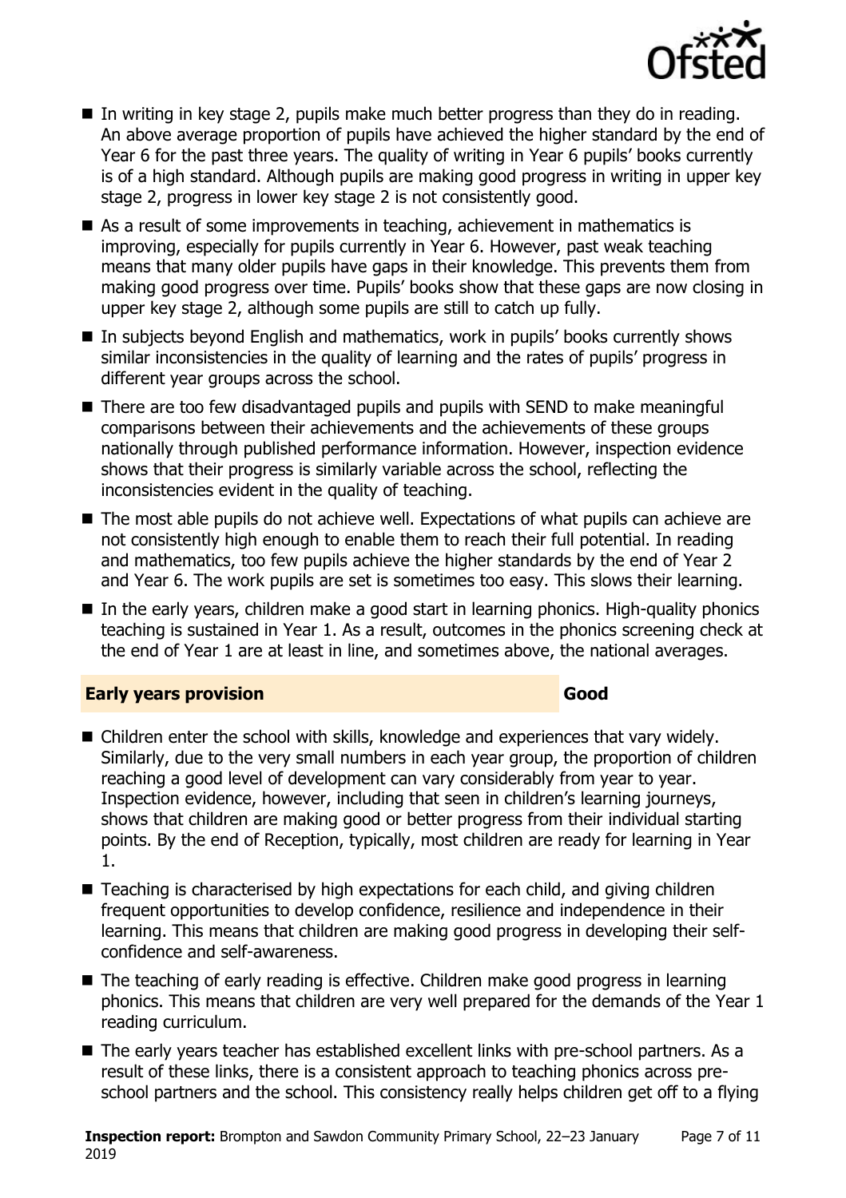- In writing in key stage 2, pupils make much better progress than they do in reading. An above average proportion of pupils have achieved the higher standard by the end of Year 6 for the past three years. The quality of writing in Year 6 pupils' books currently is of a high standard. Although pupils are making good progress in writing in upper key stage 2, progress in lower key stage 2 is not consistently good.
- As a result of some improvements in teaching, achievement in mathematics is improving, especially for pupils currently in Year 6. However, past weak teaching means that many older pupils have gaps in their knowledge. This prevents them from making good progress over time. Pupils' books show that these gaps are now closing in upper key stage 2, although some pupils are still to catch up fully.
- In subjects beyond English and mathematics, work in pupils' books currently shows similar inconsistencies in the quality of learning and the rates of pupils' progress in different year groups across the school.
- There are too few disadvantaged pupils and pupils with SEND to make meaningful comparisons between their achievements and the achievements of these groups nationally through published performance information. However, inspection evidence shows that their progress is similarly variable across the school, reflecting the inconsistencies evident in the quality of teaching.
- The most able pupils do not achieve well. Expectations of what pupils can achieve are not consistently high enough to enable them to reach their full potential. In reading and mathematics, too few pupils achieve the higher standards by the end of Year 2 and Year 6. The work pupils are set is sometimes too easy. This slows their learning.
- In the early years, children make a good start in learning phonics. High-quality phonics teaching is sustained in Year 1. As a result, outcomes in the phonics screening check at the end of Year 1 are at least in line, and sometimes above, the national averages.

## Early years provision — Good

- Children enter the school with skills, knowledge and experiences that vary widely. Similarly, due to the very small numbers in each year group, the proportion of children reaching a good level of development can vary considerably from year to year. Inspection evidence, however, including that seen in children's learning journeys, shows that children are making good or better progress from their individual starting points. By the end of Reception, typically, most children are ready for learning in Year 1.
- Teaching is characterised by high expectations for each child, and giving children frequent opportunities to develop confidence, resilience and independence in their learning. This means that children are making good progress in developing their self-confidence and self-awareness.
- The teaching of early reading is effective. Children make good progress in learning phonics. This means that children are very well prepared for the demands of the Year 1 reading curriculum.
- The early years teacher has established excellent links with pre-school partners. As a result of these links, there is a consistent approach to teaching phonics across pre-school partners and the school. This consistency really helps children get off to a flying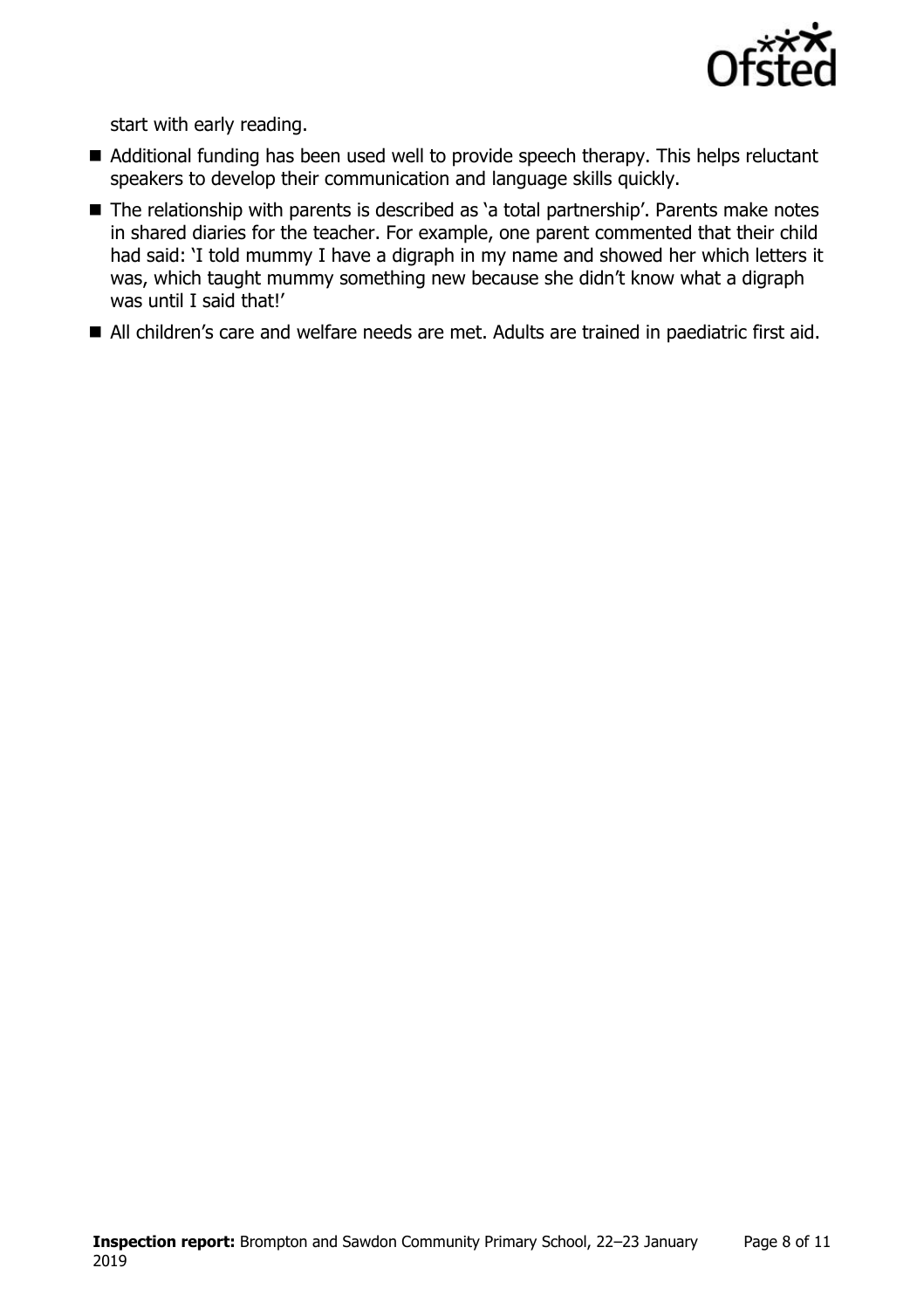start with early reading.

- Additional funding has been used well to provide speech therapy. This helps reluctant speakers to develop their communication and language skills quickly.
- The relationship with parents is described as 'a total partnership'. Parents make notes in shared diaries for the teacher. For example, one parent commented that their child had said: 'I told mummy I have a digraph in my name and showed her which letters it was, which taught mummy something new because she didn't know what a digraph was until I said that!'
- All children's care and welfare needs are met. Adults are trained in paediatric first aid.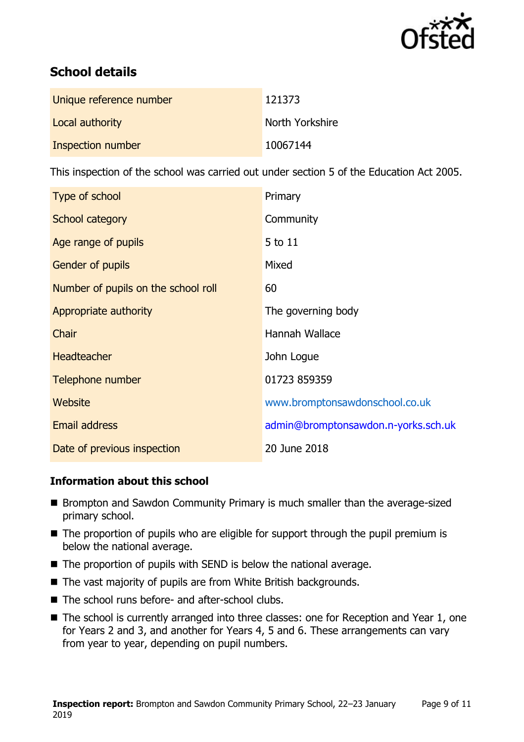## School details

| | |
|---|---|
| Unique reference number | 121373 |
| Local authority | North Yorkshire |
| Inspection number | 10067144 |

This inspection of the school was carried out under section 5 of the Education Act 2005.

| | |
|---|---|
| Type of school | Primary |
| School category | Community |
| Age range of pupils | 5 to 11 |
| Gender of pupils | Mixed |
| Number of pupils on the school roll | 60 |
| Appropriate authority | The governing body |
| Chair | Hannah Wallace |
| Headteacher | John Logue |
| Telephone number | 01723 859359 |
| Website | www.bromptonsawdonschool.co.uk |
| Email address | admin@bromptonsawdon.n-yorks.sch.uk |
| Date of previous inspection | 20 June 2018 |

### Information about this school

- Brompton and Sawdon Community Primary is much smaller than the average-sized primary school.
- The proportion of pupils who are eligible for support through the pupil premium is below the national average.
- The proportion of pupils with SEND is below the national average.
- The vast majority of pupils are from White British backgrounds.
- The school runs before- and after-school clubs.
- The school is currently arranged into three classes: one for Reception and Year 1, one for Years 2 and 3, and another for Years 4, 5 and 6. These arrangements can vary from year to year, depending on pupil numbers.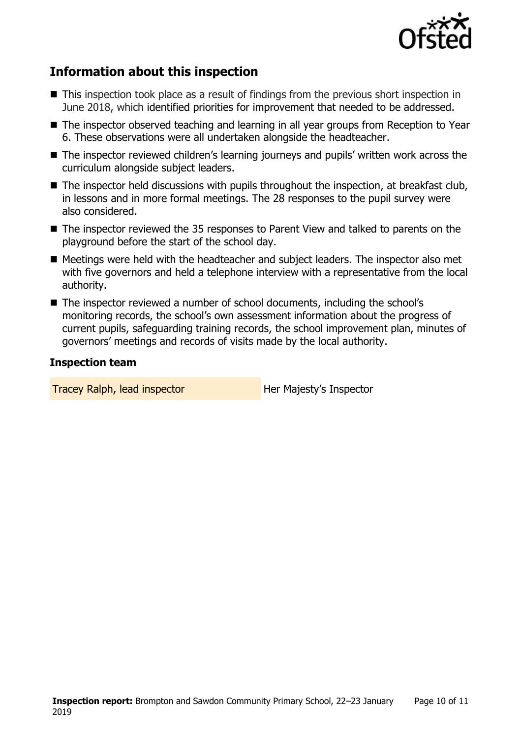## Information about this inspection

- This inspection took place as a result of findings from the previous short inspection in June 2018, which identified priorities for improvement that needed to be addressed.
- The inspector observed teaching and learning in all year groups from Reception to Year 6. These observations were all undertaken alongside the headteacher.
- The inspector reviewed children's learning journeys and pupils' written work across the curriculum alongside subject leaders.
- The inspector held discussions with pupils throughout the inspection, at breakfast club, in lessons and in more formal meetings. The 28 responses to the pupil survey were also considered.
- The inspector reviewed the 35 responses to Parent View and talked to parents on the playground before the start of the school day.
- Meetings were held with the headteacher and subject leaders. The inspector also met with five governors and held a telephone interview with a representative from the local authority.
- The inspector reviewed a number of school documents, including the school's monitoring records, the school's own assessment information about the progress of current pupils, safeguarding training records, the school improvement plan, minutes of governors' meetings and records of visits made by the local authority.

### Inspection team

| | |
|---|---|
| Tracey Ralph, lead inspector | Her Majesty's Inspector |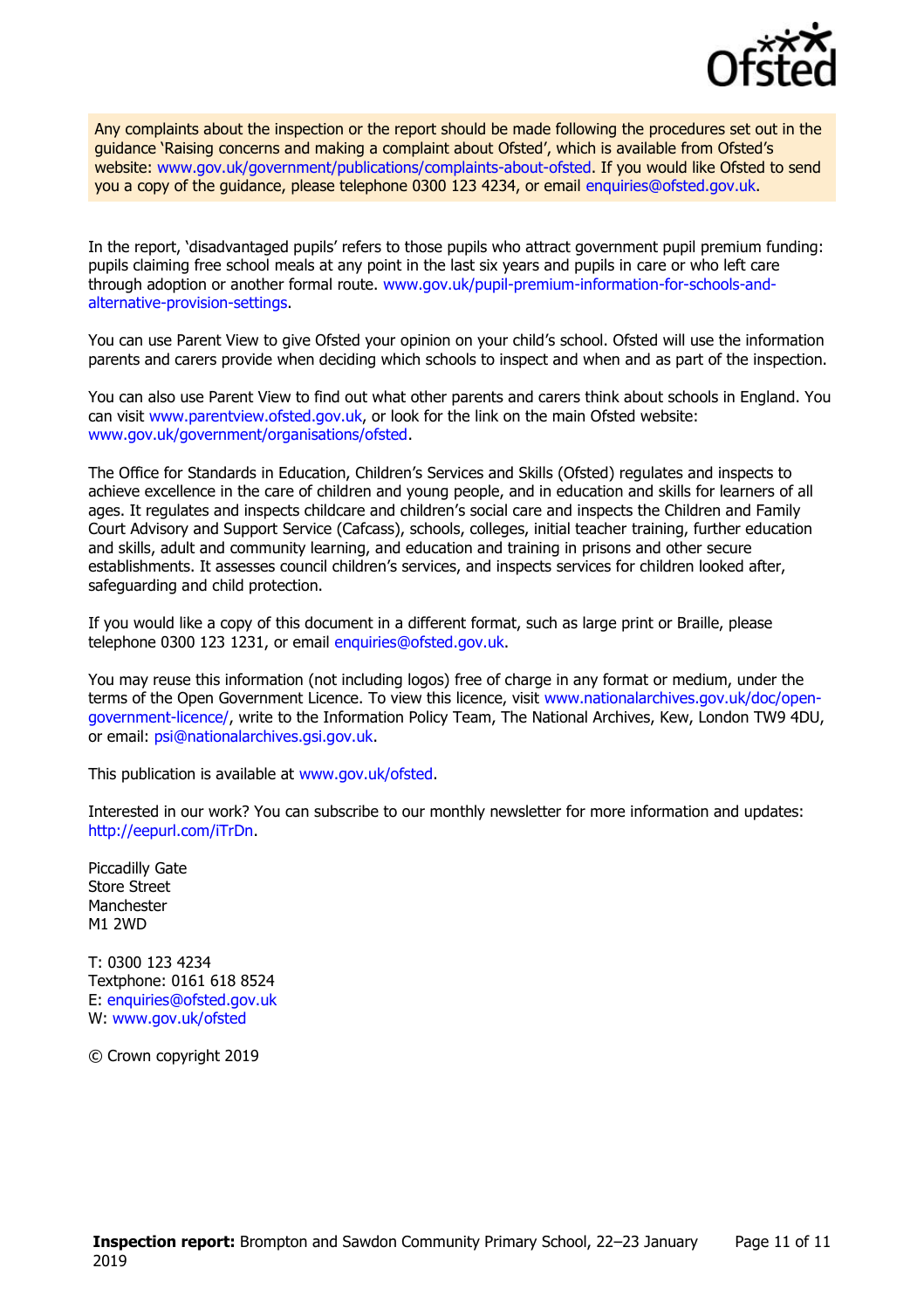Any complaints about the inspection or the report should be made following the procedures set out in the guidance 'Raising concerns and making a complaint about Ofsted', which is available from Ofsted's website: www.gov.uk/government/publications/complaints-about-ofsted. If you would like Ofsted to send you a copy of the guidance, please telephone 0300 123 4234, or email enquiries@ofsted.gov.uk.

In the report, 'disadvantaged pupils' refers to those pupils who attract government pupil premium funding: pupils claiming free school meals at any point in the last six years and pupils in care or who left care through adoption or another formal route. www.gov.uk/pupil-premium-information-for-schools-and-alternative-provision-settings.

You can use Parent View to give Ofsted your opinion on your child's school. Ofsted will use the information parents and carers provide when deciding which schools to inspect and when and as part of the inspection.

You can also use Parent View to find out what other parents and carers think about schools in England. You can visit www.parentview.ofsted.gov.uk, or look for the link on the main Ofsted website: www.gov.uk/government/organisations/ofsted.

The Office for Standards in Education, Children's Services and Skills (Ofsted) regulates and inspects to achieve excellence in the care of children and young people, and in education and skills for learners of all ages. It regulates and inspects childcare and children's social care and inspects the Children and Family Court Advisory and Support Service (Cafcass), schools, colleges, initial teacher training, further education and skills, adult and community learning, and education and training in prisons and other secure establishments. It assesses council children's services, and inspects services for children looked after, safeguarding and child protection.

If you would like a copy of this document in a different format, such as large print or Braille, please telephone 0300 123 1231, or email enquiries@ofsted.gov.uk.

You may reuse this information (not including logos) free of charge in any format or medium, under the terms of the Open Government Licence. To view this licence, visit www.nationalarchives.gov.uk/doc/open-government-licence/, write to the Information Policy Team, The National Archives, Kew, London TW9 4DU, or email: psi@nationalarchives.gsi.gov.uk.

This publication is available at www.gov.uk/ofsted.

Interested in our work? You can subscribe to our monthly newsletter for more information and updates: http://eepurl.com/iTrDn.

Piccadilly Gate
Store Street
Manchester
M1 2WD

T: 0300 123 4234
Textphone: 0161 618 8524
E: enquiries@ofsted.gov.uk
W: www.gov.uk/ofsted

© Crown copyright 2019